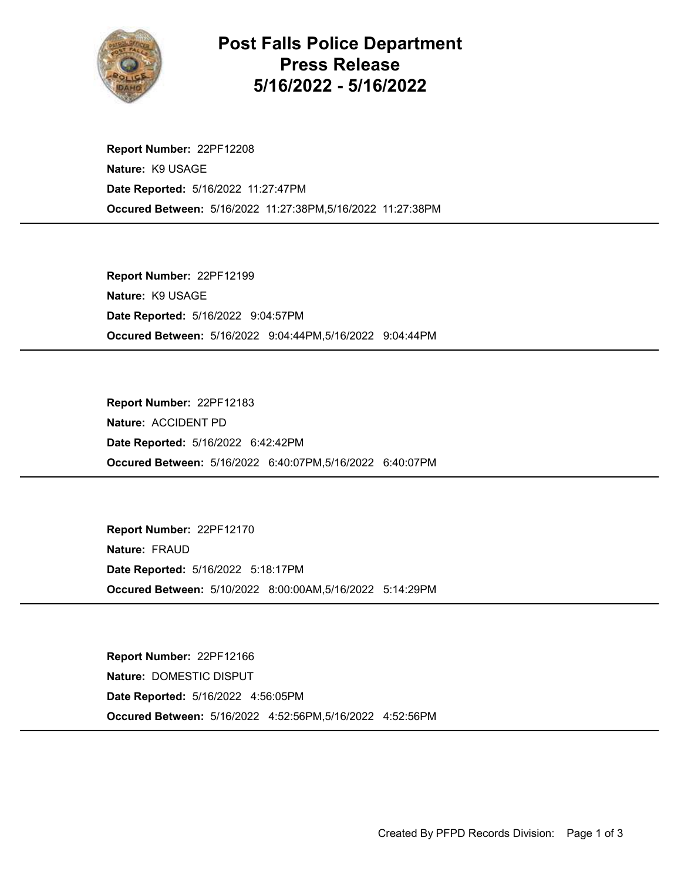# Post Falls Police Department Press Release 5/16/2022 - 5/16/2022

**Report Number:** 22PF12208
**Nature:** K9 USAGE
**Date Reported:** 5/16/2022 11:27:47PM
**Occured Between:** 5/16/2022 11:27:38PM,5/16/2022 11:27:38PM

---

**Report Number:** 22PF12199
**Nature:** K9 USAGE
**Date Reported:** 5/16/2022 9:04:57PM
**Occured Between:** 5/16/2022 9:04:44PM,5/16/2022 9:04:44PM

---

**Report Number:** 22PF12183
**Nature:** ACCIDENT PD
**Date Reported:** 5/16/2022 6:42:42PM
**Occured Between:** 5/16/2022 6:40:07PM,5/16/2022 6:40:07PM

---

**Report Number:** 22PF12170
**Nature:** FRAUD
**Date Reported:** 5/16/2022 5:18:17PM
**Occured Between:** 5/10/2022 8:00:00AM,5/16/2022 5:14:29PM

---

**Report Number:** 22PF12166
**Nature:** DOMESTIC DISPUT
**Date Reported:** 5/16/2022 4:56:05PM
**Occured Between:** 5/16/2022 4:52:56PM,5/16/2022 4:52:56PM

---

Created By PFPD Records Division: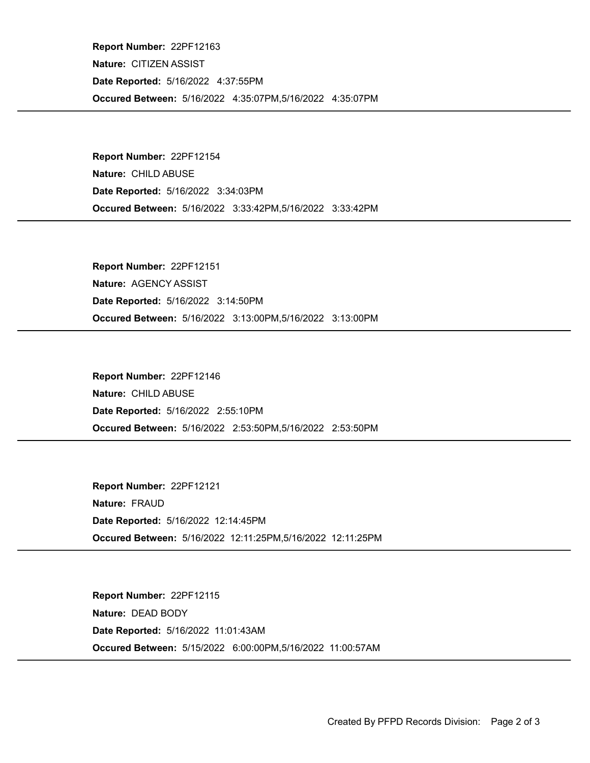**Report Number:** 22PF12163

**Nature:** CITIZEN ASSIST

**Date Reported:** 5/16/2022 4:37:55PM

**Occured Between:** 5/16/2022 4:35:07PM,5/16/2022 4:35:07PM

---

**Report Number:** 22PF12154

**Nature:** CHILD ABUSE

**Date Reported:** 5/16/2022 3:34:03PM

**Occured Between:** 5/16/2022 3:33:42PM,5/16/2022 3:33:42PM

---

**Report Number:** 22PF12151

**Nature:** AGENCY ASSIST

**Date Reported:** 5/16/2022 3:14:50PM

**Occured Between:** 5/16/2022 3:13:00PM,5/16/2022 3:13:00PM

---

**Report Number:** 22PF12146

**Nature:** CHILD ABUSE

**Date Reported:** 5/16/2022 2:55:10PM

**Occured Between:** 5/16/2022 2:53:50PM,5/16/2022 2:53:50PM

---

**Report Number:** 22PF12121

**Nature:** FRAUD

**Date Reported:** 5/16/2022 12:14:45PM

**Occured Between:** 5/16/2022 12:11:25PM,5/16/2022 12:11:25PM

---

**Report Number:** 22PF12115

**Nature:** DEAD BODY

**Date Reported:** 5/16/2022 11:01:43AM

**Occured Between:** 5/15/2022 6:00:00PM,5/16/2022 11:00:57AM

---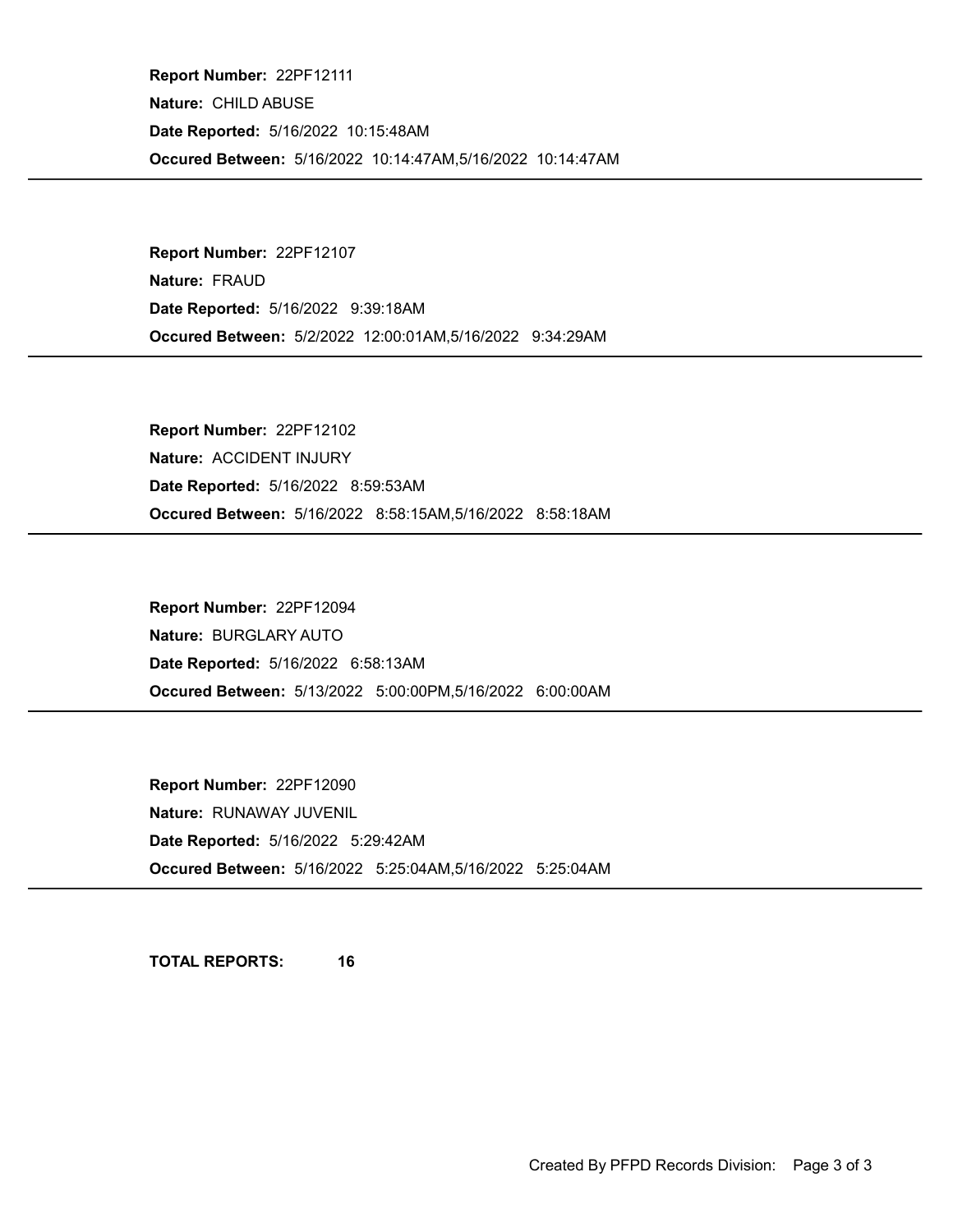**Report Number:** 22PF12111
**Nature:** CHILD ABUSE
**Date Reported:** 5/16/2022 10:15:48AM
**Occured Between:** 5/16/2022 10:14:47AM,5/16/2022 10:14:47AM

---

**Report Number:** 22PF12107
**Nature:** FRAUD
**Date Reported:** 5/16/2022 9:39:18AM
**Occured Between:** 5/2/2022 12:00:01AM,5/16/2022 9:34:29AM

---

**Report Number:** 22PF12102
**Nature:** ACCIDENT INJURY
**Date Reported:** 5/16/2022 8:59:53AM
**Occured Between:** 5/16/2022 8:58:15AM,5/16/2022 8:58:18AM

---

**Report Number:** 22PF12094
**Nature:** BURGLARY AUTO
**Date Reported:** 5/16/2022 6:58:13AM
**Occured Between:** 5/13/2022 5:00:00PM,5/16/2022 6:00:00AM

---

**Report Number:** 22PF12090
**Nature:** RUNAWAY JUVENIL
**Date Reported:** 5/16/2022 5:29:42AM
**Occured Between:** 5/16/2022 5:25:04AM,5/16/2022 5:25:04AM

---

**TOTAL REPORTS:** **16**

Created By PFPD Records Division: